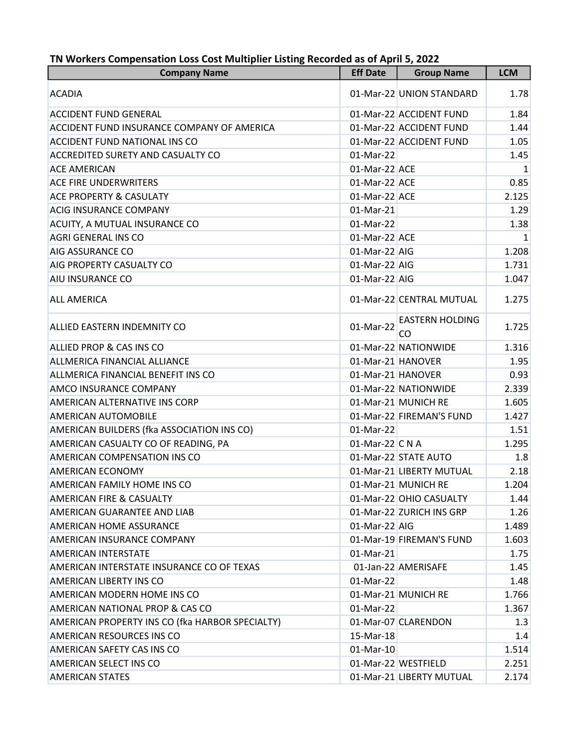**TN Workers Compensation Loss Cost Multiplier Listing Recorded as of April 5, 2022**

| Company Name | Eff Date | Group Name | LCM |
|---|---|---|---|
| ACADIA | 01-Mar-22 | UNION STANDARD | 1.78 |
| ACCIDENT FUND GENERAL | 01-Mar-22 | ACCIDENT FUND | 1.84 |
| ACCIDENT FUND INSURANCE COMPANY OF AMERICA | 01-Mar-22 | ACCIDENT FUND | 1.44 |
| ACCIDENT FUND NATIONAL INS CO | 01-Mar-22 | ACCIDENT FUND | 1.05 |
| ACCREDITED SURETY AND CASUALTY CO | 01-Mar-22 | | 1.45 |
| ACE AMERICAN | 01-Mar-22 | ACE | 1 |
| ACE FIRE UNDERWRITERS | 01-Mar-22 | ACE | 0.85 |
| ACE PROPERTY & CASULATY | 01-Mar-22 | ACE | 2.125 |
| ACIG INSURANCE COMPANY | 01-Mar-21 | | 1.29 |
| ACUITY, A MUTUAL INSURANCE CO | 01-Mar-22 | | 1.38 |
| AGRI GENERAL INS CO | 01-Mar-22 | ACE | 1 |
| AIG ASSURANCE CO | 01-Mar-22 | AIG | 1.208 |
| AIG PROPERTY CASUALTY CO | 01-Mar-22 | AIG | 1.731 |
| AIU INSURANCE CO | 01-Mar-22 | AIG | 1.047 |
| ALL AMERICA | 01-Mar-22 | CENTRAL MUTUAL | 1.275 |
| ALLIED EASTERN INDEMNITY CO | 01-Mar-22 | EASTERN HOLDING CO | 1.725 |
| ALLIED PROP & CAS INS CO | 01-Mar-22 | NATIONWIDE | 1.316 |
| ALLMERICA FINANCIAL ALLIANCE | 01-Mar-21 | HANOVER | 1.95 |
| ALLMERICA FINANCIAL BENEFIT INS CO | 01-Mar-21 | HANOVER | 0.93 |
| AMCO INSURANCE COMPANY | 01-Mar-22 | NATIONWIDE | 2.339 |
| AMERICAN ALTERNATIVE INS CORP | 01-Mar-21 | MUNICH RE | 1.605 |
| AMERICAN AUTOMOBILE | 01-Mar-22 | FIREMAN'S FUND | 1.427 |
| AMERICAN BUILDERS (fka ASSOCIATION INS CO) | 01-Mar-22 | | 1.51 |
| AMERICAN CASUALTY CO OF READING, PA | 01-Mar-22 | C N A | 1.295 |
| AMERICAN COMPENSATION INS CO | 01-Mar-22 | STATE AUTO | 1.8 |
| AMERICAN ECONOMY | 01-Mar-21 | LIBERTY MUTUAL | 2.18 |
| AMERICAN FAMILY HOME INS CO | 01-Mar-21 | MUNICH RE | 1.204 |
| AMERICAN FIRE & CASUALTY | 01-Mar-22 | OHIO CASUALTY | 1.44 |
| AMERICAN GUARANTEE AND LIAB | 01-Mar-22 | ZURICH INS GRP | 1.26 |
| AMERICAN HOME ASSURANCE | 01-Mar-22 | AIG | 1.489 |
| AMERICAN INSURANCE COMPANY | 01-Mar-19 | FIREMAN'S FUND | 1.603 |
| AMERICAN INTERSTATE | 01-Mar-21 | | 1.75 |
| AMERICAN INTERSTATE INSURANCE CO OF TEXAS | 01-Jan-22 | AMERISAFE | 1.45 |
| AMERICAN LIBERTY INS CO | 01-Mar-22 | | 1.48 |
| AMERICAN MODERN HOME INS CO | 01-Mar-21 | MUNICH RE | 1.766 |
| AMERICAN NATIONAL PROP & CAS CO | 01-Mar-22 | | 1.367 |
| AMERICAN PROPERTY INS CO (fka HARBOR SPECIALTY) | 01-Mar-07 | CLARENDON | 1.3 |
| AMERICAN RESOURCES INS CO | 15-Mar-18 | | 1.4 |
| AMERICAN SAFETY CAS INS CO | 01-Mar-10 | | 1.514 |
| AMERICAN SELECT INS CO | 01-Mar-22 | WESTFIELD | 2.251 |
| AMERICAN STATES | 01-Mar-21 | LIBERTY MUTUAL | 2.174 |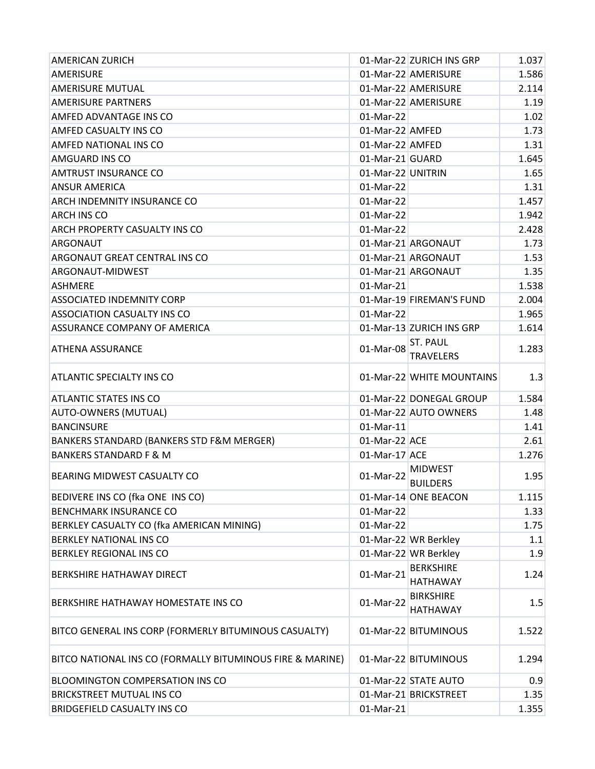| | | | |
|---|---|---|---|
| AMERICAN ZURICH | 01-Mar-22 | ZURICH INS GRP | 1.037 |
| AMERISURE | 01-Mar-22 | AMERISURE | 1.586 |
| AMERISURE MUTUAL | 01-Mar-22 | AMERISURE | 2.114 |
| AMERISURE PARTNERS | 01-Mar-22 | AMERISURE | 1.19 |
| AMFED ADVANTAGE INS CO | 01-Mar-22 | | 1.02 |
| AMFED CASUALTY INS CO | 01-Mar-22 | AMFED | 1.73 |
| AMFED NATIONAL INS CO | 01-Mar-22 | AMFED | 1.31 |
| AMGUARD INS CO | 01-Mar-21 | GUARD | 1.645 |
| AMTRUST INSURANCE CO | 01-Mar-22 | UNITRIN | 1.65 |
| ANSUR AMERICA | 01-Mar-22 | | 1.31 |
| ARCH INDEMNITY INSURANCE CO | 01-Mar-22 | | 1.457 |
| ARCH INS CO | 01-Mar-22 | | 1.942 |
| ARCH PROPERTY CASUALTY INS CO | 01-Mar-22 | | 2.428 |
| ARGONAUT | 01-Mar-21 | ARGONAUT | 1.73 |
| ARGONAUT GREAT CENTRAL INS CO | 01-Mar-21 | ARGONAUT | 1.53 |
| ARGONAUT-MIDWEST | 01-Mar-21 | ARGONAUT | 1.35 |
| ASHMERE | 01-Mar-21 | | 1.538 |
| ASSOCIATED INDEMNITY CORP | 01-Mar-19 | FIREMAN'S FUND | 2.004 |
| ASSOCIATION CASUALTY INS CO | 01-Mar-22 | | 1.965 |
| ASSURANCE COMPANY OF AMERICA | 01-Mar-13 | ZURICH INS GRP | 1.614 |
| ATHENA ASSURANCE | 01-Mar-08 | ST. PAUL TRAVELERS | 1.283 |
| ATLANTIC SPECIALTY INS CO | 01-Mar-22 | WHITE MOUNTAINS | 1.3 |
| ATLANTIC STATES INS CO | 01-Mar-22 | DONEGAL GROUP | 1.584 |
| AUTO-OWNERS (MUTUAL) | 01-Mar-22 | AUTO OWNERS | 1.48 |
| BANCINSURE | 01-Mar-11 | | 1.41 |
| BANKERS STANDARD (BANKERS STD F&M MERGER) | 01-Mar-22 | ACE | 2.61 |
| BANKERS STANDARD F & M | 01-Mar-17 | ACE | 1.276 |
| BEARING MIDWEST CASUALTY CO | 01-Mar-22 | MIDWEST BUILDERS | 1.95 |
| BEDIVERE INS CO (fka ONE INS CO) | 01-Mar-14 | ONE BEACON | 1.115 |
| BENCHMARK INSURANCE CO | 01-Mar-22 | | 1.33 |
| BERKLEY CASUALTY CO (fka AMERICAN MINING) | 01-Mar-22 | | 1.75 |
| BERKLEY NATIONAL INS CO | 01-Mar-22 | WR Berkley | 1.1 |
| BERKLEY REGIONAL INS CO | 01-Mar-22 | WR Berkley | 1.9 |
| BERKSHIRE HATHAWAY DIRECT | 01-Mar-21 | BERKSHIRE HATHAWAY | 1.24 |
| BERKSHIRE HATHAWAY HOMESTATE INS CO | 01-Mar-22 | BIRKSHIRE HATHAWAY | 1.5 |
| BITCO GENERAL INS CORP (FORMERLY BITUMINOUS CASUALTY) | 01-Mar-22 | BITUMINOUS | 1.522 |
| BITCO NATIONAL INS CO (FORMALLY BITUMINOUS FIRE & MARINE) | 01-Mar-22 | BITUMINOUS | 1.294 |
| BLOOMINGTON COMPERSATION INS CO | 01-Mar-22 | STATE AUTO | 0.9 |
| BRICKSTREET MUTUAL INS CO | 01-Mar-21 | BRICKSTREET | 1.35 |
| BRIDGEFIELD CASUALTY INS CO | 01-Mar-21 | | 1.355 |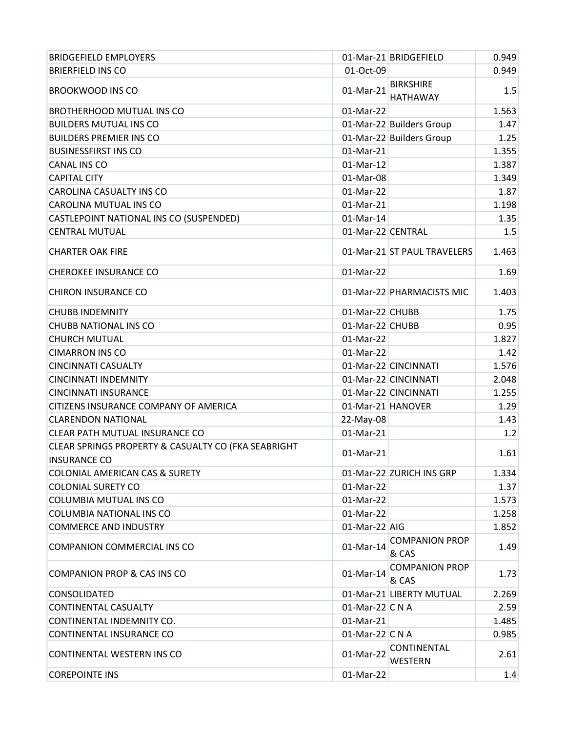| | | | |
|---|---|---|---|
| BRIDGEFIELD EMPLOYERS | 01-Mar-21 | BRIDGEFIELD | 0.949 |
| BRIERFIELD INS CO | 01-Oct-09 | | 0.949 |
| BROOKWOOD INS CO | 01-Mar-21 | BIRKSHIRE HATHAWAY | 1.5 |
| BROTHERHOOD MUTUAL INS CO | 01-Mar-22 | | 1.563 |
| BUILDERS MUTUAL INS CO | 01-Mar-22 | Builders Group | 1.47 |
| BUILDERS PREMIER INS CO | 01-Mar-22 | Builders Group | 1.25 |
| BUSINESSFIRST INS CO | 01-Mar-21 | | 1.355 |
| CANAL INS CO | 01-Mar-12 | | 1.387 |
| CAPITAL CITY | 01-Mar-08 | | 1.349 |
| CAROLINA CASUALTY INS CO | 01-Mar-22 | | 1.87 |
| CAROLINA MUTUAL INS CO | 01-Mar-21 | | 1.198 |
| CASTLEPOINT NATIONAL INS CO (SUSPENDED) | 01-Mar-14 | | 1.35 |
| CENTRAL MUTUAL | 01-Mar-22 | CENTRAL | 1.5 |
| CHARTER OAK FIRE | 01-Mar-21 | ST PAUL TRAVELERS | 1.463 |
| CHEROKEE INSURANCE CO | 01-Mar-22 | | 1.69 |
| CHIRON INSURANCE CO | 01-Mar-22 | PHARMACISTS MIC | 1.403 |
| CHUBB INDEMNITY | 01-Mar-22 | CHUBB | 1.75 |
| CHUBB NATIONAL INS CO | 01-Mar-22 | CHUBB | 0.95 |
| CHURCH MUTUAL | 01-Mar-22 | | 1.827 |
| CIMARRON INS CO | 01-Mar-22 | | 1.42 |
| CINCINNATI CASUALTY | 01-Mar-22 | CINCINNATI | 1.576 |
| CINCINNATI INDEMNITY | 01-Mar-22 | CINCINNATI | 2.048 |
| CINCINNATI INSURANCE | 01-Mar-22 | CINCINNATI | 1.255 |
| CITIZENS INSURANCE COMPANY OF AMERICA | 01-Mar-21 | HANOVER | 1.29 |
| CLARENDON NATIONAL | 22-May-08 | | 1.43 |
| CLEAR PATH MUTUAL INSURANCE CO | 01-Mar-21 | | 1.2 |
| CLEAR SPRINGS PROPERTY & CASUALTY CO (FKA SEABRIGHT INSURANCE CO | 01-Mar-21 | | 1.61 |
| COLONIAL AMERICAN CAS & SURETY | 01-Mar-22 | ZURICH INS GRP | 1.334 |
| COLONIAL SURETY CO | 01-Mar-22 | | 1.37 |
| COLUMBIA MUTUAL INS CO | 01-Mar-22 | | 1.573 |
| COLUMBIA NATIONAL INS CO | 01-Mar-22 | | 1.258 |
| COMMERCE AND INDUSTRY | 01-Mar-22 | AIG | 1.852 |
| COMPANION COMMERCIAL INS CO | 01-Mar-14 | COMPANION PROP & CAS | 1.49 |
| COMPANION PROP & CAS INS CO | 01-Mar-14 | COMPANION PROP & CAS | 1.73 |
| CONSOLIDATED | 01-Mar-21 | LIBERTY MUTUAL | 2.269 |
| CONTINENTAL CASUALTY | 01-Mar-22 | C N A | 2.59 |
| CONTINENTAL INDEMNITY CO. | 01-Mar-21 | | 1.485 |
| CONTINENTAL INSURANCE CO | 01-Mar-22 | C N A | 0.985 |
| CONTINENTAL WESTERN INS CO | 01-Mar-22 | CONTINENTAL WESTERN | 2.61 |
| COREPOINTE INS | 01-Mar-22 | | 1.4 |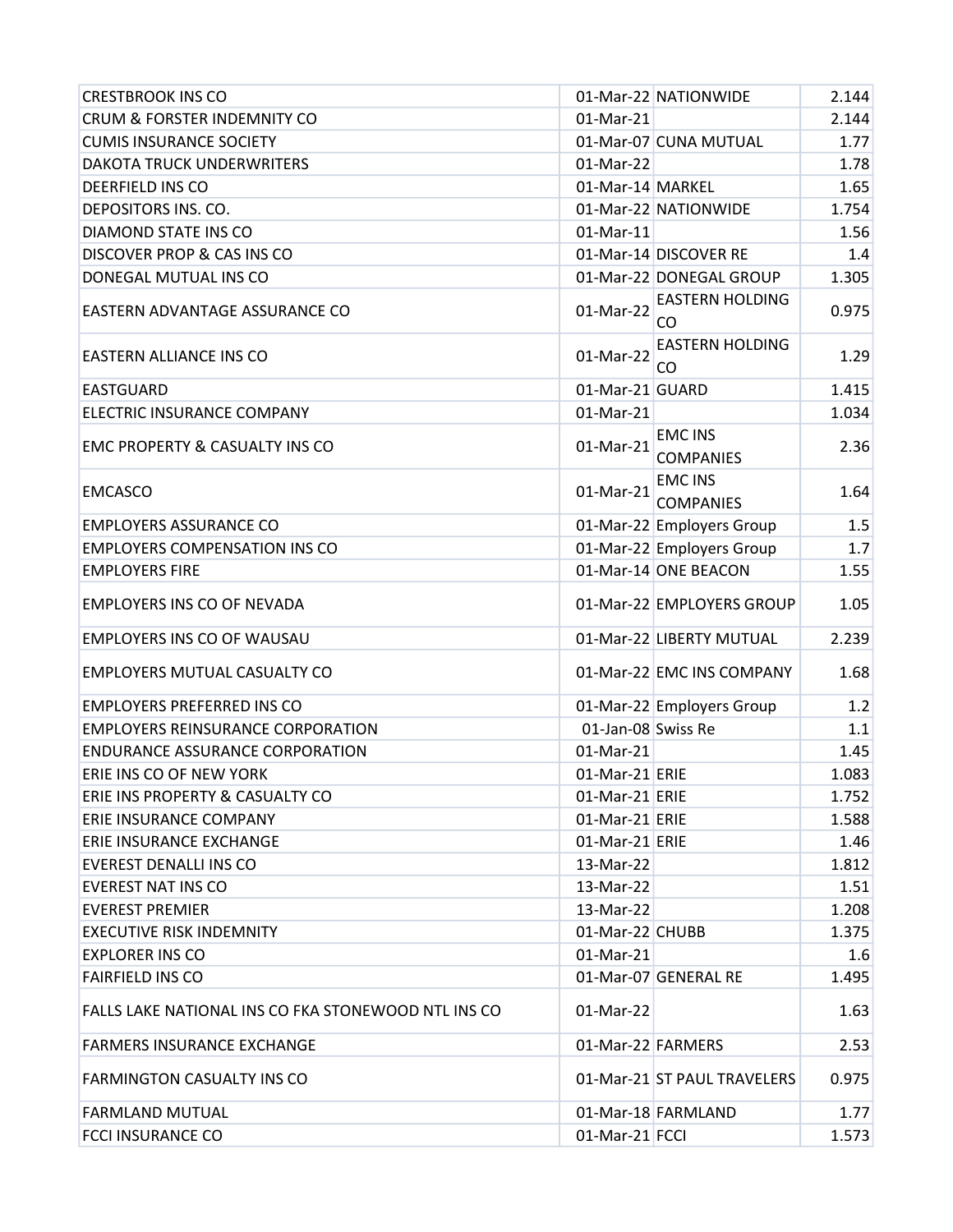| | | | |
|---|---|---|---|
| CRESTBROOK INS CO | 01-Mar-22 | NATIONWIDE | 2.144 |
| CRUM & FORSTER INDEMNITY CO | 01-Mar-21 | | 2.144 |
| CUMIS INSURANCE SOCIETY | 01-Mar-07 | CUNA MUTUAL | 1.77 |
| DAKOTA TRUCK UNDERWRITERS | 01-Mar-22 | | 1.78 |
| DEERFIELD INS CO | 01-Mar-14 | MARKEL | 1.65 |
| DEPOSITORS INS. CO. | 01-Mar-22 | NATIONWIDE | 1.754 |
| DIAMOND STATE INS CO | 01-Mar-11 | | 1.56 |
| DISCOVER PROP & CAS INS CO | 01-Mar-14 | DISCOVER RE | 1.4 |
| DONEGAL MUTUAL INS CO | 01-Mar-22 | DONEGAL GROUP | 1.305 |
| EASTERN ADVANTAGE ASSURANCE CO | 01-Mar-22 | EASTERN HOLDING CO | 0.975 |
| EASTERN ALLIANCE INS CO | 01-Mar-22 | EASTERN HOLDING CO | 1.29 |
| EASTGUARD | 01-Mar-21 | GUARD | 1.415 |
| ELECTRIC INSURANCE COMPANY | 01-Mar-21 | | 1.034 |
| EMC PROPERTY & CASUALTY INS CO | 01-Mar-21 | EMC INS COMPANIES | 2.36 |
| EMCASCO | 01-Mar-21 | EMC INS COMPANIES | 1.64 |
| EMPLOYERS ASSURANCE CO | 01-Mar-22 | Employers Group | 1.5 |
| EMPLOYERS COMPENSATION INS CO | 01-Mar-22 | Employers Group | 1.7 |
| EMPLOYERS FIRE | 01-Mar-14 | ONE BEACON | 1.55 |
| EMPLOYERS INS CO OF NEVADA | 01-Mar-22 | EMPLOYERS GROUP | 1.05 |
| EMPLOYERS INS CO OF WAUSAU | 01-Mar-22 | LIBERTY MUTUAL | 2.239 |
| EMPLOYERS MUTUAL CASUALTY CO | 01-Mar-22 | EMC INS COMPANY | 1.68 |
| EMPLOYERS PREFERRED INS CO | 01-Mar-22 | Employers Group | 1.2 |
| EMPLOYERS REINSURANCE CORPORATION | 01-Jan-08 | Swiss Re | 1.1 |
| ENDURANCE ASSURANCE CORPORATION | 01-Mar-21 | | 1.45 |
| ERIE INS CO OF NEW YORK | 01-Mar-21 | ERIE | 1.083 |
| ERIE INS PROPERTY & CASUALTY CO | 01-Mar-21 | ERIE | 1.752 |
| ERIE INSURANCE COMPANY | 01-Mar-21 | ERIE | 1.588 |
| ERIE INSURANCE EXCHANGE | 01-Mar-21 | ERIE | 1.46 |
| EVEREST DENALLI INS CO | 13-Mar-22 | | 1.812 |
| EVEREST NAT INS CO | 13-Mar-22 | | 1.51 |
| EVEREST PREMIER | 13-Mar-22 | | 1.208 |
| EXECUTIVE RISK INDEMNITY | 01-Mar-22 | CHUBB | 1.375 |
| EXPLORER INS CO | 01-Mar-21 | | 1.6 |
| FAIRFIELD INS CO | 01-Mar-07 | GENERAL RE | 1.495 |
| FALLS LAKE NATIONAL INS CO FKA STONEWOOD NTL INS CO | 01-Mar-22 | | 1.63 |
| FARMERS INSURANCE EXCHANGE | 01-Mar-22 | FARMERS | 2.53 |
| FARMINGTON CASUALTY INS CO | 01-Mar-21 | ST PAUL TRAVELERS | 0.975 |
| FARMLAND MUTUAL | 01-Mar-18 | FARMLAND | 1.77 |
| FCCI INSURANCE CO | 01-Mar-21 | FCCI | 1.573 |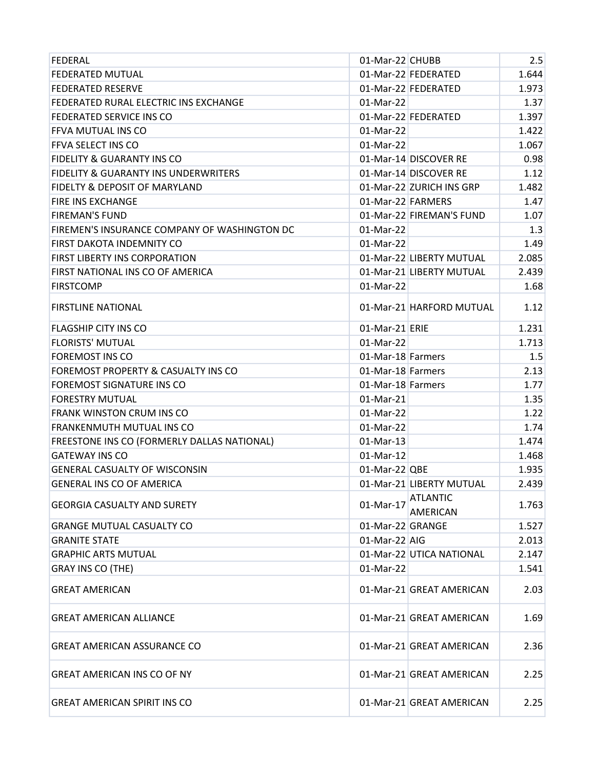| FEDERAL | 01-Mar-22 | CHUBB | 2.5 |
|---|---|---|---|
| FEDERATED MUTUAL | 01-Mar-22 | FEDERATED | 1.644 |
| FEDERATED RESERVE | 01-Mar-22 | FEDERATED | 1.973 |
| FEDERATED RURAL ELECTRIC INS EXCHANGE | 01-Mar-22 | | 1.37 |
| FEDERATED SERVICE INS CO | 01-Mar-22 | FEDERATED | 1.397 |
| FFVA MUTUAL INS CO | 01-Mar-22 | | 1.422 |
| FFVA SELECT INS CO | 01-Mar-22 | | 1.067 |
| FIDELITY & GUARANTY INS CO | 01-Mar-14 | DISCOVER RE | 0.98 |
| FIDELITY & GUARANTY INS UNDERWRITERS | 01-Mar-14 | DISCOVER RE | 1.12 |
| FIDELTY & DEPOSIT OF MARYLAND | 01-Mar-22 | ZURICH INS GRP | 1.482 |
| FIRE INS EXCHANGE | 01-Mar-22 | FARMERS | 1.47 |
| FIREMAN'S FUND | 01-Mar-22 | FIREMAN'S FUND | 1.07 |
| FIREMEN'S INSURANCE COMPANY OF WASHINGTON DC | 01-Mar-22 | | 1.3 |
| FIRST DAKOTA INDEMNITY CO | 01-Mar-22 | | 1.49 |
| FIRST LIBERTY INS CORPORATION | 01-Mar-22 | LIBERTY MUTUAL | 2.085 |
| FIRST NATIONAL INS CO OF AMERICA | 01-Mar-21 | LIBERTY MUTUAL | 2.439 |
| FIRSTCOMP | 01-Mar-22 | | 1.68 |
| FIRSTLINE NATIONAL | 01-Mar-21 | HARFORD MUTUAL | 1.12 |
| FLAGSHIP CITY INS CO | 01-Mar-21 | ERIE | 1.231 |
| FLORISTS' MUTUAL | 01-Mar-22 | | 1.713 |
| FOREMOST INS CO | 01-Mar-18 | Farmers | 1.5 |
| FOREMOST PROPERTY & CASUALTY INS CO | 01-Mar-18 | Farmers | 2.13 |
| FOREMOST SIGNATURE INS CO | 01-Mar-18 | Farmers | 1.77 |
| FORESTRY MUTUAL | 01-Mar-21 | | 1.35 |
| FRANK WINSTON CRUM INS CO | 01-Mar-22 | | 1.22 |
| FRANKENMUTH MUTUAL INS CO | 01-Mar-22 | | 1.74 |
| FREESTONE INS CO (FORMERLY DALLAS NATIONAL) | 01-Mar-13 | | 1.474 |
| GATEWAY INS CO | 01-Mar-12 | | 1.468 |
| GENERAL CASUALTY OF WISCONSIN | 01-Mar-22 | QBE | 1.935 |
| GENERAL INS CO OF AMERICA | 01-Mar-21 | LIBERTY MUTUAL | 2.439 |
| GEORGIA CASUALTY AND SURETY | 01-Mar-17 | ATLANTIC AMERICAN | 1.763 |
| GRANGE MUTUAL CASUALTY CO | 01-Mar-22 | GRANGE | 1.527 |
| GRANITE STATE | 01-Mar-22 | AIG | 2.013 |
| GRAPHIC ARTS MUTUAL | 01-Mar-22 | UTICA NATIONAL | 2.147 |
| GRAY INS CO (THE) | 01-Mar-22 | | 1.541 |
| GREAT AMERICAN | 01-Mar-21 | GREAT AMERICAN | 2.03 |
| GREAT AMERICAN ALLIANCE | 01-Mar-21 | GREAT AMERICAN | 1.69 |
| GREAT AMERICAN ASSURANCE CO | 01-Mar-21 | GREAT AMERICAN | 2.36 |
| GREAT AMERICAN INS CO OF NY | 01-Mar-21 | GREAT AMERICAN | 2.25 |
| GREAT AMERICAN SPIRIT INS CO | 01-Mar-21 | GREAT AMERICAN | 2.25 |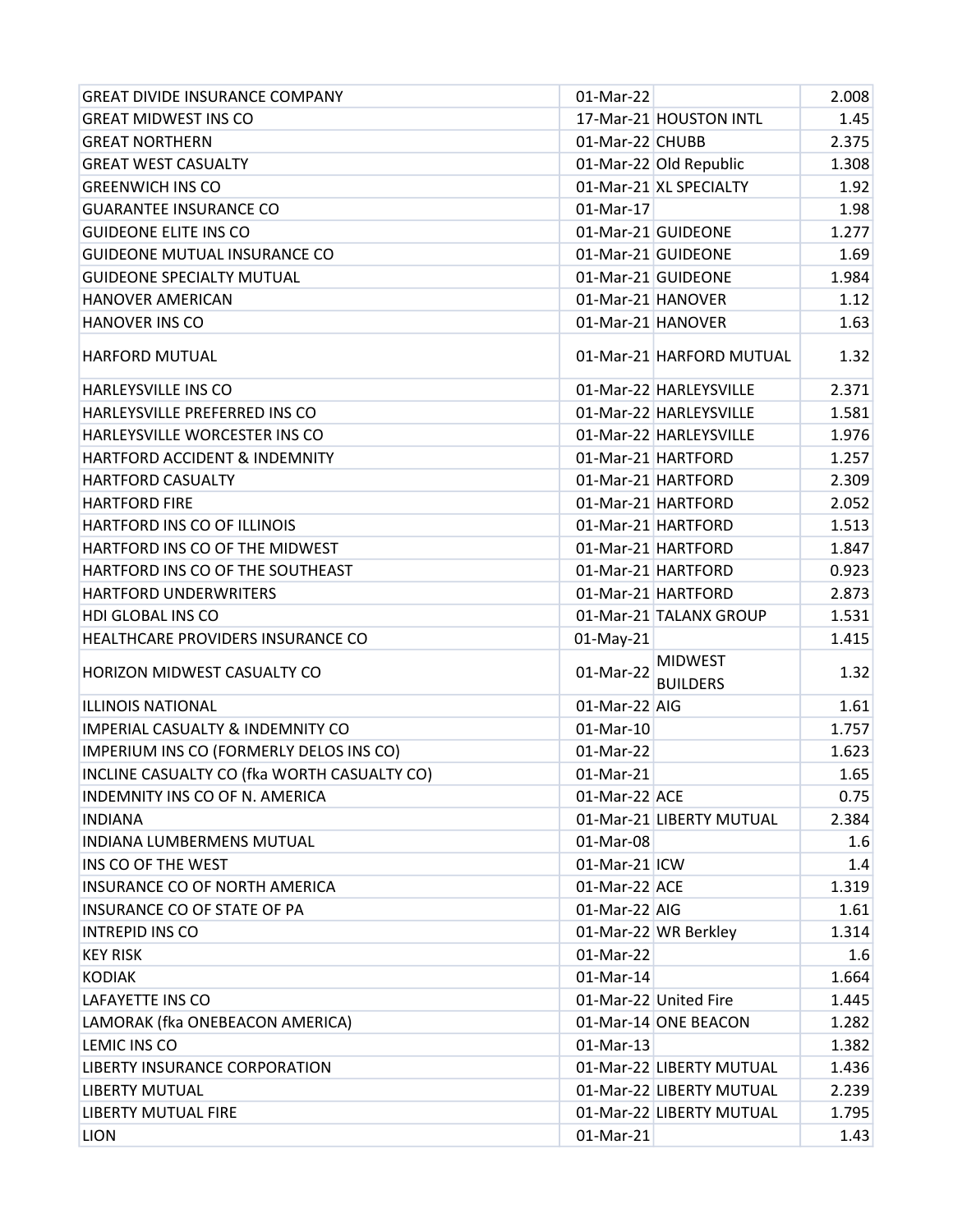| | | | |
|---|---|---|---|
| GREAT DIVIDE INSURANCE COMPANY | 01-Mar-22 | | 2.008 |
| GREAT MIDWEST INS CO | 17-Mar-21 | HOUSTON INTL | 1.45 |
| GREAT NORTHERN | 01-Mar-22 | CHUBB | 2.375 |
| GREAT WEST CASUALTY | 01-Mar-22 | Old Republic | 1.308 |
| GREENWICH INS CO | 01-Mar-21 | XL SPECIALTY | 1.92 |
| GUARANTEE INSURANCE CO | 01-Mar-17 | | 1.98 |
| GUIDEONE ELITE INS CO | 01-Mar-21 | GUIDEONE | 1.277 |
| GUIDEONE MUTUAL INSURANCE CO | 01-Mar-21 | GUIDEONE | 1.69 |
| GUIDEONE SPECIALTY MUTUAL | 01-Mar-21 | GUIDEONE | 1.984 |
| HANOVER AMERICAN | 01-Mar-21 | HANOVER | 1.12 |
| HANOVER INS CO | 01-Mar-21 | HANOVER | 1.63 |
| HARFORD MUTUAL | 01-Mar-21 | HARFORD MUTUAL | 1.32 |
| HARLEYSVILLE INS CO | 01-Mar-22 | HARLEYSVILLE | 2.371 |
| HARLEYSVILLE PREFERRED INS CO | 01-Mar-22 | HARLEYSVILLE | 1.581 |
| HARLEYSVILLE WORCESTER INS CO | 01-Mar-22 | HARLEYSVILLE | 1.976 |
| HARTFORD ACCIDENT & INDEMNITY | 01-Mar-21 | HARTFORD | 1.257 |
| HARTFORD CASUALTY | 01-Mar-21 | HARTFORD | 2.309 |
| HARTFORD FIRE | 01-Mar-21 | HARTFORD | 2.052 |
| HARTFORD INS CO OF ILLINOIS | 01-Mar-21 | HARTFORD | 1.513 |
| HARTFORD INS CO OF THE MIDWEST | 01-Mar-21 | HARTFORD | 1.847 |
| HARTFORD INS CO OF THE SOUTHEAST | 01-Mar-21 | HARTFORD | 0.923 |
| HARTFORD UNDERWRITERS | 01-Mar-21 | HARTFORD | 2.873 |
| HDI GLOBAL INS CO | 01-Mar-21 | TALANX GROUP | 1.531 |
| HEALTHCARE PROVIDERS INSURANCE CO | 01-May-21 | | 1.415 |
| HORIZON MIDWEST CASUALTY CO | 01-Mar-22 | MIDWEST BUILDERS | 1.32 |
| ILLINOIS NATIONAL | 01-Mar-22 | AIG | 1.61 |
| IMPERIAL CASUALTY & INDEMNITY CO | 01-Mar-10 | | 1.757 |
| IMPERIUM INS CO (FORMERLY DELOS INS CO) | 01-Mar-22 | | 1.623 |
| INCLINE CASUALTY CO (fka WORTH CASUALTY CO) | 01-Mar-21 | | 1.65 |
| INDEMNITY INS CO OF N. AMERICA | 01-Mar-22 | ACE | 0.75 |
| INDIANA | 01-Mar-21 | LIBERTY MUTUAL | 2.384 |
| INDIANA LUMBERMENS MUTUAL | 01-Mar-08 | | 1.6 |
| INS CO OF THE WEST | 01-Mar-21 | ICW | 1.4 |
| INSURANCE CO OF NORTH AMERICA | 01-Mar-22 | ACE | 1.319 |
| INSURANCE CO OF STATE OF PA | 01-Mar-22 | AIG | 1.61 |
| INTREPID INS CO | 01-Mar-22 | WR Berkley | 1.314 |
| KEY RISK | 01-Mar-22 | | 1.6 |
| KODIAK | 01-Mar-14 | | 1.664 |
| LAFAYETTE INS CO | 01-Mar-22 | United Fire | 1.445 |
| LAMORAK (fka ONEBEACON AMERICA) | 01-Mar-14 | ONE BEACON | 1.282 |
| LEMIC INS CO | 01-Mar-13 | | 1.382 |
| LIBERTY INSURANCE CORPORATION | 01-Mar-22 | LIBERTY MUTUAL | 1.436 |
| LIBERTY MUTUAL | 01-Mar-22 | LIBERTY MUTUAL | 2.239 |
| LIBERTY MUTUAL FIRE | 01-Mar-22 | LIBERTY MUTUAL | 1.795 |
| LION | 01-Mar-21 | | 1.43 |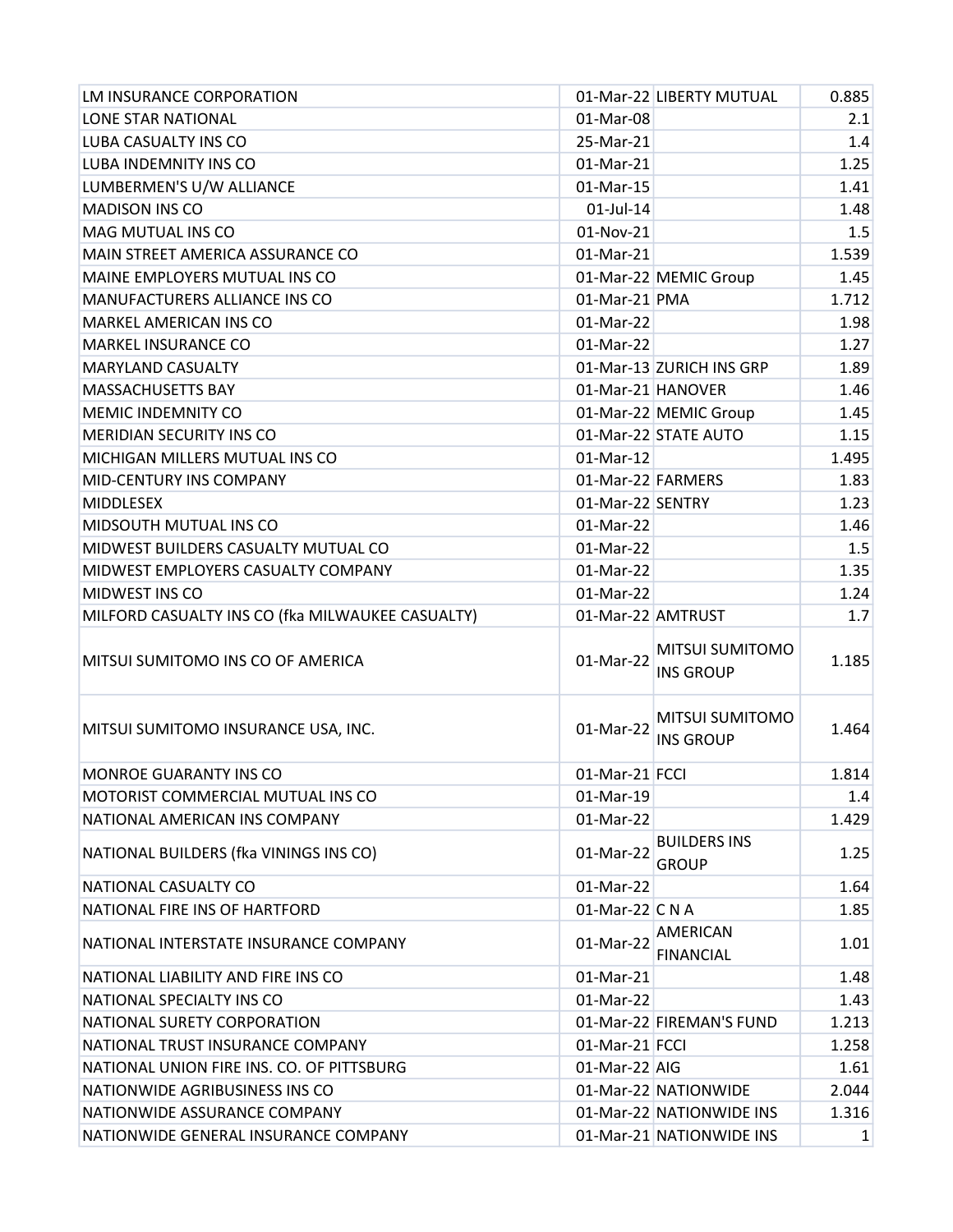| | | | |
|---|---|---|---|
| LM INSURANCE CORPORATION | 01-Mar-22 | LIBERTY MUTUAL | 0.885 |
| LONE STAR NATIONAL | 01-Mar-08 | | 2.1 |
| LUBA CASUALTY INS CO | 25-Mar-21 | | 1.4 |
| LUBA INDEMNITY INS CO | 01-Mar-21 | | 1.25 |
| LUMBERMEN'S U/W ALLIANCE | 01-Mar-15 | | 1.41 |
| MADISON INS CO | 01-Jul-14 | | 1.48 |
| MAG MUTUAL INS CO | 01-Nov-21 | | 1.5 |
| MAIN STREET AMERICA ASSURANCE CO | 01-Mar-21 | | 1.539 |
| MAINE EMPLOYERS MUTUAL INS CO | 01-Mar-22 | MEMIC Group | 1.45 |
| MANUFACTURERS ALLIANCE INS CO | 01-Mar-21 | PMA | 1.712 |
| MARKEL AMERICAN INS CO | 01-Mar-22 | | 1.98 |
| MARKEL INSURANCE CO | 01-Mar-22 | | 1.27 |
| MARYLAND CASUALTY | 01-Mar-13 | ZURICH INS GRP | 1.89 |
| MASSACHUSETTS BAY | 01-Mar-21 | HANOVER | 1.46 |
| MEMIC INDEMNITY CO | 01-Mar-22 | MEMIC Group | 1.45 |
| MERIDIAN SECURITY INS CO | 01-Mar-22 | STATE AUTO | 1.15 |
| MICHIGAN MILLERS MUTUAL INS CO | 01-Mar-12 | | 1.495 |
| MID-CENTURY INS COMPANY | 01-Mar-22 | FARMERS | 1.83 |
| MIDDLESEX | 01-Mar-22 | SENTRY | 1.23 |
| MIDSOUTH MUTUAL INS CO | 01-Mar-22 | | 1.46 |
| MIDWEST BUILDERS CASUALTY MUTUAL CO | 01-Mar-22 | | 1.5 |
| MIDWEST EMPLOYERS CASUALTY COMPANY | 01-Mar-22 | | 1.35 |
| MIDWEST INS CO | 01-Mar-22 | | 1.24 |
| MILFORD CASUALTY INS CO (fka MILWAUKEE CASUALTY) | 01-Mar-22 | AMTRUST | 1.7 |
| MITSUI SUMITOMO INS CO OF AMERICA | 01-Mar-22 | MITSUI SUMITOMO INS GROUP | 1.185 |
| MITSUI SUMITOMO INSURANCE USA, INC. | 01-Mar-22 | MITSUI SUMITOMO INS GROUP | 1.464 |
| MONROE GUARANTY INS CO | 01-Mar-21 | FCCI | 1.814 |
| MOTORIST COMMERCIAL MUTUAL INS CO | 01-Mar-19 | | 1.4 |
| NATIONAL AMERICAN INS COMPANY | 01-Mar-22 | | 1.429 |
| NATIONAL BUILDERS (fka VININGS INS CO) | 01-Mar-22 | BUILDERS INS GROUP | 1.25 |
| NATIONAL CASUALTY CO | 01-Mar-22 | | 1.64 |
| NATIONAL FIRE INS OF HARTFORD | 01-Mar-22 | C N A | 1.85 |
| NATIONAL INTERSTATE INSURANCE COMPANY | 01-Mar-22 | AMERICAN FINANCIAL | 1.01 |
| NATIONAL LIABILITY AND FIRE INS CO | 01-Mar-21 | | 1.48 |
| NATIONAL SPECIALTY INS CO | 01-Mar-22 | | 1.43 |
| NATIONAL SURETY CORPORATION | 01-Mar-22 | FIREMAN'S FUND | 1.213 |
| NATIONAL TRUST INSURANCE COMPANY | 01-Mar-21 | FCCI | 1.258 |
| NATIONAL UNION FIRE INS. CO. OF PITTSBURG | 01-Mar-22 | AIG | 1.61 |
| NATIONWIDE AGRIBUSINESS INS CO | 01-Mar-22 | NATIONWIDE | 2.044 |
| NATIONWIDE ASSURANCE COMPANY | 01-Mar-22 | NATIONWIDE INS | 1.316 |
| NATIONWIDE GENERAL INSURANCE COMPANY | 01-Mar-21 | NATIONWIDE INS | 1 |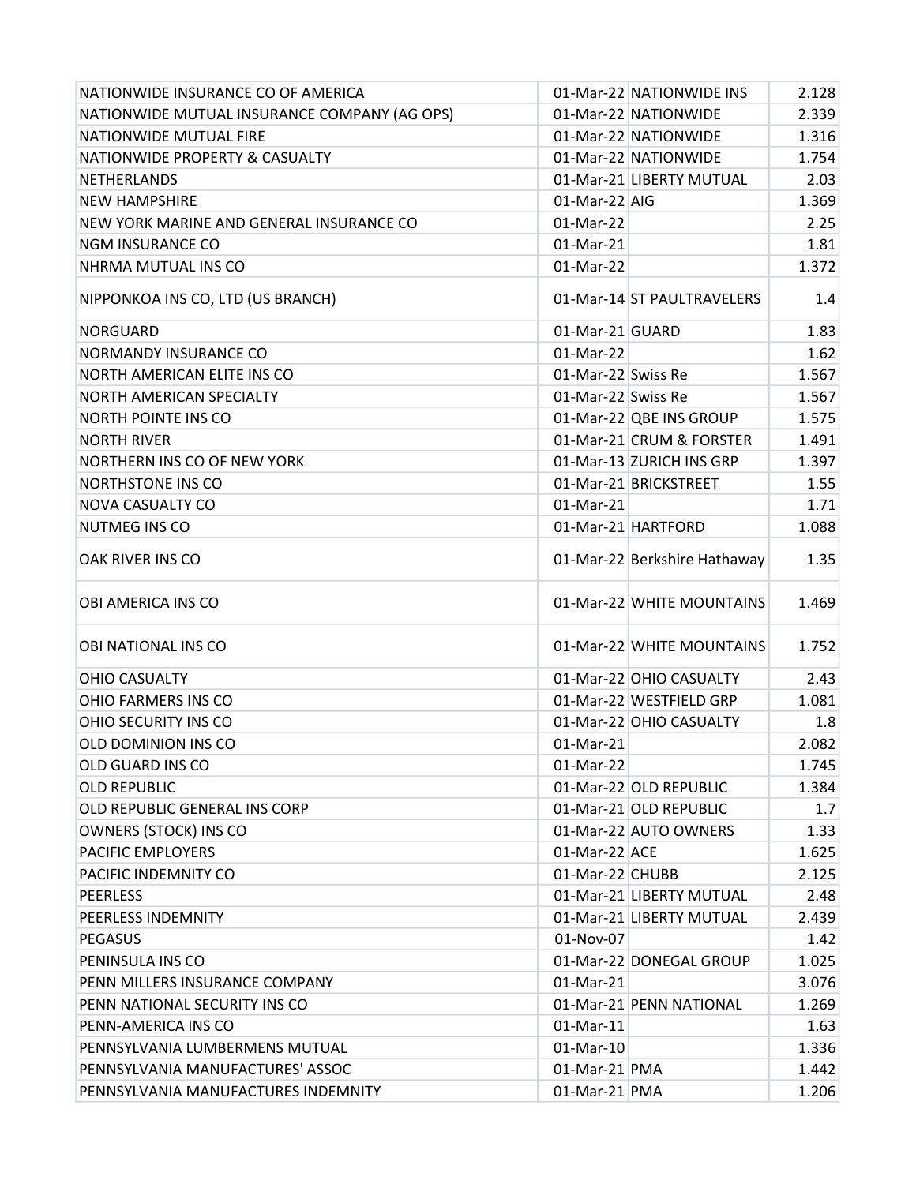| | | | |
|---|---|---|---|
| NATIONWIDE INSURANCE CO OF AMERICA | 01-Mar-22 | NATIONWIDE INS | 2.128 |
| NATIONWIDE MUTUAL INSURANCE COMPANY (AG OPS) | 01-Mar-22 | NATIONWIDE | 2.339 |
| NATIONWIDE MUTUAL FIRE | 01-Mar-22 | NATIONWIDE | 1.316 |
| NATIONWIDE PROPERTY & CASUALTY | 01-Mar-22 | NATIONWIDE | 1.754 |
| NETHERLANDS | 01-Mar-21 | LIBERTY MUTUAL | 2.03 |
| NEW HAMPSHIRE | 01-Mar-22 | AIG | 1.369 |
| NEW YORK MARINE AND GENERAL INSURANCE CO | 01-Mar-22 | | 2.25 |
| NGM INSURANCE CO | 01-Mar-21 | | 1.81 |
| NHRMA MUTUAL INS CO | 01-Mar-22 | | 1.372 |
| NIPPONKOA INS CO, LTD (US BRANCH) | 01-Mar-14 | ST PAULTRAVELERS | 1.4 |
| NORGUARD | 01-Mar-21 | GUARD | 1.83 |
| NORMANDY INSURANCE CO | 01-Mar-22 | | 1.62 |
| NORTH AMERICAN ELITE INS CO | 01-Mar-22 | Swiss Re | 1.567 |
| NORTH AMERICAN SPECIALTY | 01-Mar-22 | Swiss Re | 1.567 |
| NORTH POINTE INS CO | 01-Mar-22 | QBE INS GROUP | 1.575 |
| NORTH RIVER | 01-Mar-21 | CRUM & FORSTER | 1.491 |
| NORTHERN INS CO OF NEW YORK | 01-Mar-13 | ZURICH INS GRP | 1.397 |
| NORTHSTONE INS CO | 01-Mar-21 | BRICKSTREET | 1.55 |
| NOVA CASUALTY CO | 01-Mar-21 | | 1.71 |
| NUTMEG INS CO | 01-Mar-21 | HARTFORD | 1.088 |
| OAK RIVER INS CO | 01-Mar-22 | Berkshire Hathaway | 1.35 |
| OBI AMERICA INS CO | 01-Mar-22 | WHITE MOUNTAINS | 1.469 |
| OBI NATIONAL INS CO | 01-Mar-22 | WHITE MOUNTAINS | 1.752 |
| OHIO CASUALTY | 01-Mar-22 | OHIO CASUALTY | 2.43 |
| OHIO FARMERS INS CO | 01-Mar-22 | WESTFIELD GRP | 1.081 |
| OHIO SECURITY INS CO | 01-Mar-22 | OHIO CASUALTY | 1.8 |
| OLD DOMINION INS CO | 01-Mar-21 | | 2.082 |
| OLD GUARD INS CO | 01-Mar-22 | | 1.745 |
| OLD REPUBLIC | 01-Mar-22 | OLD REPUBLIC | 1.384 |
| OLD REPUBLIC GENERAL INS CORP | 01-Mar-21 | OLD REPUBLIC | 1.7 |
| OWNERS (STOCK) INS CO | 01-Mar-22 | AUTO OWNERS | 1.33 |
| PACIFIC EMPLOYERS | 01-Mar-22 | ACE | 1.625 |
| PACIFIC INDEMNITY CO | 01-Mar-22 | CHUBB | 2.125 |
| PEERLESS | 01-Mar-21 | LIBERTY MUTUAL | 2.48 |
| PEERLESS INDEMNITY | 01-Mar-21 | LIBERTY MUTUAL | 2.439 |
| PEGASUS | 01-Nov-07 | | 1.42 |
| PENINSULA INS CO | 01-Mar-22 | DONEGAL GROUP | 1.025 |
| PENN MILLERS INSURANCE COMPANY | 01-Mar-21 | | 3.076 |
| PENN NATIONAL SECURITY INS CO | 01-Mar-21 | PENN NATIONAL | 1.269 |
| PENN-AMERICA INS CO | 01-Mar-11 | | 1.63 |
| PENNSYLVANIA LUMBERMENS MUTUAL | 01-Mar-10 | | 1.336 |
| PENNSYLVANIA MANUFACTURES' ASSOC | 01-Mar-21 | PMA | 1.442 |
| PENNSYLVANIA MANUFACTURES INDEMNITY | 01-Mar-21 | PMA | 1.206 |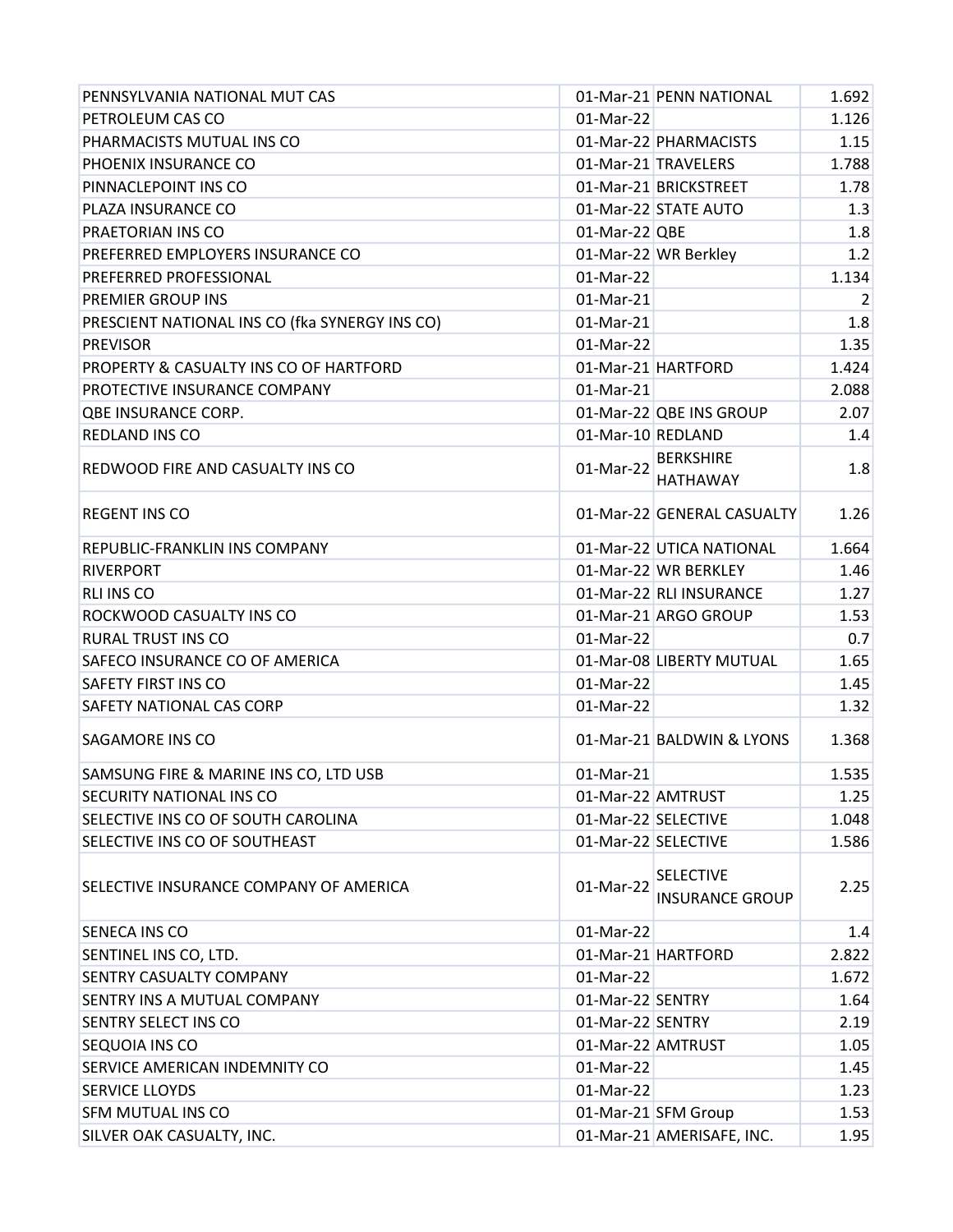| | | | |
|---|---|---|---|
| PENNSYLVANIA NATIONAL MUT CAS | 01-Mar-21 | PENN NATIONAL | 1.692 |
| PETROLEUM CAS CO | 01-Mar-22 | | 1.126 |
| PHARMACISTS MUTUAL INS CO | 01-Mar-22 | PHARMACISTS | 1.15 |
| PHOENIX INSURANCE CO | 01-Mar-21 | TRAVELERS | 1.788 |
| PINNACLEPOINT INS CO | 01-Mar-21 | BRICKSTREET | 1.78 |
| PLAZA INSURANCE CO | 01-Mar-22 | STATE AUTO | 1.3 |
| PRAETORIAN INS CO | 01-Mar-22 | QBE | 1.8 |
| PREFERRED EMPLOYERS INSURANCE CO | 01-Mar-22 | WR Berkley | 1.2 |
| PREFERRED PROFESSIONAL | 01-Mar-22 | | 1.134 |
| PREMIER GROUP INS | 01-Mar-21 | | 2 |
| PRESCIENT NATIONAL INS CO (fka SYNERGY INS CO) | 01-Mar-21 | | 1.8 |
| PREVISOR | 01-Mar-22 | | 1.35 |
| PROPERTY & CASUALTY INS CO OF HARTFORD | 01-Mar-21 | HARTFORD | 1.424 |
| PROTECTIVE INSURANCE COMPANY | 01-Mar-21 | | 2.088 |
| QBE INSURANCE CORP. | 01-Mar-22 | QBE INS GROUP | 2.07 |
| REDLAND INS CO | 01-Mar-10 | REDLAND | 1.4 |
| REDWOOD FIRE AND CASUALTY INS CO | 01-Mar-22 | BERKSHIRE HATHAWAY | 1.8 |
| REGENT INS CO | 01-Mar-22 | GENERAL CASUALTY | 1.26 |
| REPUBLIC-FRANKLIN INS COMPANY | 01-Mar-22 | UTICA NATIONAL | 1.664 |
| RIVERPORT | 01-Mar-22 | WR BERKLEY | 1.46 |
| RLI INS CO | 01-Mar-22 | RLI INSURANCE | 1.27 |
| ROCKWOOD CASUALTY INS CO | 01-Mar-21 | ARGO GROUP | 1.53 |
| RURAL TRUST INS CO | 01-Mar-22 | | 0.7 |
| SAFECO INSURANCE CO OF AMERICA | 01-Mar-08 | LIBERTY MUTUAL | 1.65 |
| SAFETY FIRST INS CO | 01-Mar-22 | | 1.45 |
| SAFETY NATIONAL CAS CORP | 01-Mar-22 | | 1.32 |
| SAGAMORE INS CO | 01-Mar-21 | BALDWIN & LYONS | 1.368 |
| SAMSUNG FIRE & MARINE INS CO, LTD USB | 01-Mar-21 | | 1.535 |
| SECURITY NATIONAL INS CO | 01-Mar-22 | AMTRUST | 1.25 |
| SELECTIVE INS CO OF SOUTH CAROLINA | 01-Mar-22 | SELECTIVE | 1.048 |
| SELECTIVE INS CO OF SOUTHEAST | 01-Mar-22 | SELECTIVE | 1.586 |
| SELECTIVE INSURANCE COMPANY OF AMERICA | 01-Mar-22 | SELECTIVE INSURANCE GROUP | 2.25 |
| SENECA INS CO | 01-Mar-22 | | 1.4 |
| SENTINEL INS CO, LTD. | 01-Mar-21 | HARTFORD | 2.822 |
| SENTRY CASUALTY COMPANY | 01-Mar-22 | | 1.672 |
| SENTRY INS A MUTUAL COMPANY | 01-Mar-22 | SENTRY | 1.64 |
| SENTRY SELECT INS CO | 01-Mar-22 | SENTRY | 2.19 |
| SEQUOIA INS CO | 01-Mar-22 | AMTRUST | 1.05 |
| SERVICE AMERICAN INDEMNITY CO | 01-Mar-22 | | 1.45 |
| SERVICE LLOYDS | 01-Mar-22 | | 1.23 |
| SFM MUTUAL INS CO | 01-Mar-21 | SFM Group | 1.53 |
| SILVER OAK CASUALTY, INC. | 01-Mar-21 | AMERISAFE, INC. | 1.95 |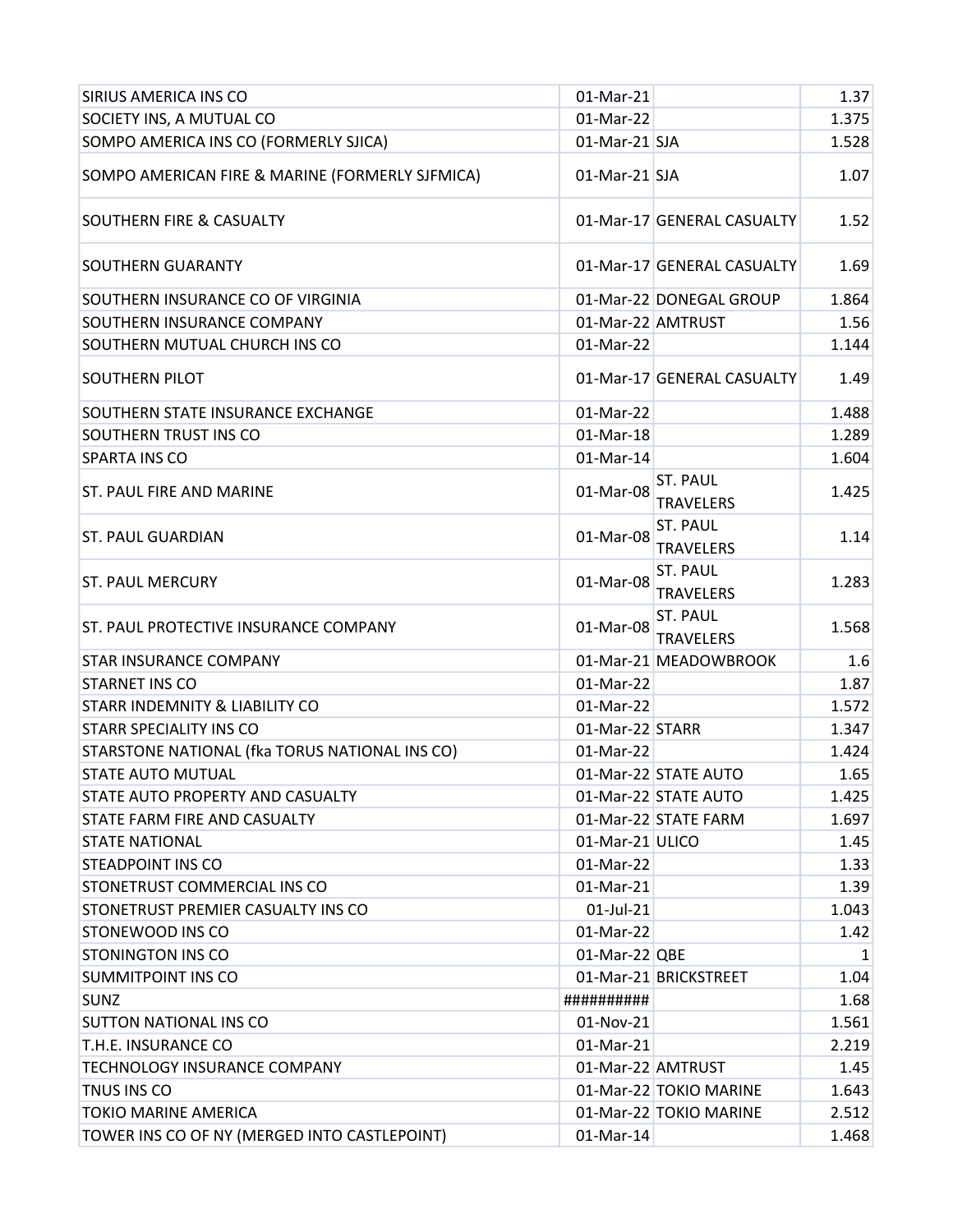| | | | |
|---|---|---|---|
| SIRIUS AMERICA INS CO | 01-Mar-21 | | 1.37 |
| SOCIETY INS, A MUTUAL CO | 01-Mar-22 | | 1.375 |
| SOMPO AMERICA INS CO (FORMERLY SJICA) | 01-Mar-21 | SJA | 1.528 |
| SOMPO AMERICAN FIRE & MARINE (FORMERLY SJFMICA) | 01-Mar-21 | SJA | 1.07 |
| SOUTHERN FIRE & CASUALTY | 01-Mar-17 | GENERAL CASUALTY | 1.52 |
| SOUTHERN GUARANTY | 01-Mar-17 | GENERAL CASUALTY | 1.69 |
| SOUTHERN INSURANCE CO OF VIRGINIA | 01-Mar-22 | DONEGAL GROUP | 1.864 |
| SOUTHERN INSURANCE COMPANY | 01-Mar-22 | AMTRUST | 1.56 |
| SOUTHERN MUTUAL CHURCH INS CO | 01-Mar-22 | | 1.144 |
| SOUTHERN PILOT | 01-Mar-17 | GENERAL CASUALTY | 1.49 |
| SOUTHERN STATE INSURANCE EXCHANGE | 01-Mar-22 | | 1.488 |
| SOUTHERN TRUST INS CO | 01-Mar-18 | | 1.289 |
| SPARTA INS CO | 01-Mar-14 | | 1.604 |
| ST. PAUL FIRE AND MARINE | 01-Mar-08 | ST. PAUL TRAVELERS | 1.425 |
| ST. PAUL GUARDIAN | 01-Mar-08 | ST. PAUL TRAVELERS | 1.14 |
| ST. PAUL MERCURY | 01-Mar-08 | ST. PAUL TRAVELERS | 1.283 |
| ST. PAUL PROTECTIVE INSURANCE COMPANY | 01-Mar-08 | ST. PAUL TRAVELERS | 1.568 |
| STAR INSURANCE COMPANY | 01-Mar-21 | MEADOWBROOK | 1.6 |
| STARNET INS CO | 01-Mar-22 | | 1.87 |
| STARR INDEMNITY & LIABILITY CO | 01-Mar-22 | | 1.572 |
| STARR SPECIALITY INS CO | 01-Mar-22 | STARR | 1.347 |
| STARSTONE NATIONAL (fka TORUS NATIONAL INS CO) | 01-Mar-22 | | 1.424 |
| STATE AUTO MUTUAL | 01-Mar-22 | STATE AUTO | 1.65 |
| STATE AUTO PROPERTY AND CASUALTY | 01-Mar-22 | STATE AUTO | 1.425 |
| STATE FARM FIRE AND CASUALTY | 01-Mar-22 | STATE FARM | 1.697 |
| STATE NATIONAL | 01-Mar-21 | ULICO | 1.45 |
| STEADPOINT INS CO | 01-Mar-22 | | 1.33 |
| STONETRUST COMMERCIAL INS CO | 01-Mar-21 | | 1.39 |
| STONETRUST PREMIER CASUALTY INS CO | 01-Jul-21 | | 1.043 |
| STONEWOOD INS CO | 01-Mar-22 | | 1.42 |
| STONINGTON INS CO | 01-Mar-22 | QBE | 1 |
| SUMMITPOINT INS CO | 01-Mar-21 | BRICKSTREET | 1.04 |
| SUNZ | ########## | | 1.68 |
| SUTTON NATIONAL INS CO | 01-Nov-21 | | 1.561 |
| T.H.E. INSURANCE CO | 01-Mar-21 | | 2.219 |
| TECHNOLOGY INSURANCE COMPANY | 01-Mar-22 | AMTRUST | 1.45 |
| TNUS INS CO | 01-Mar-22 | TOKIO MARINE | 1.643 |
| TOKIO MARINE AMERICA | 01-Mar-22 | TOKIO MARINE | 2.512 |
| TOWER INS CO OF NY (MERGED INTO CASTLEPOINT) | 01-Mar-14 | | 1.468 |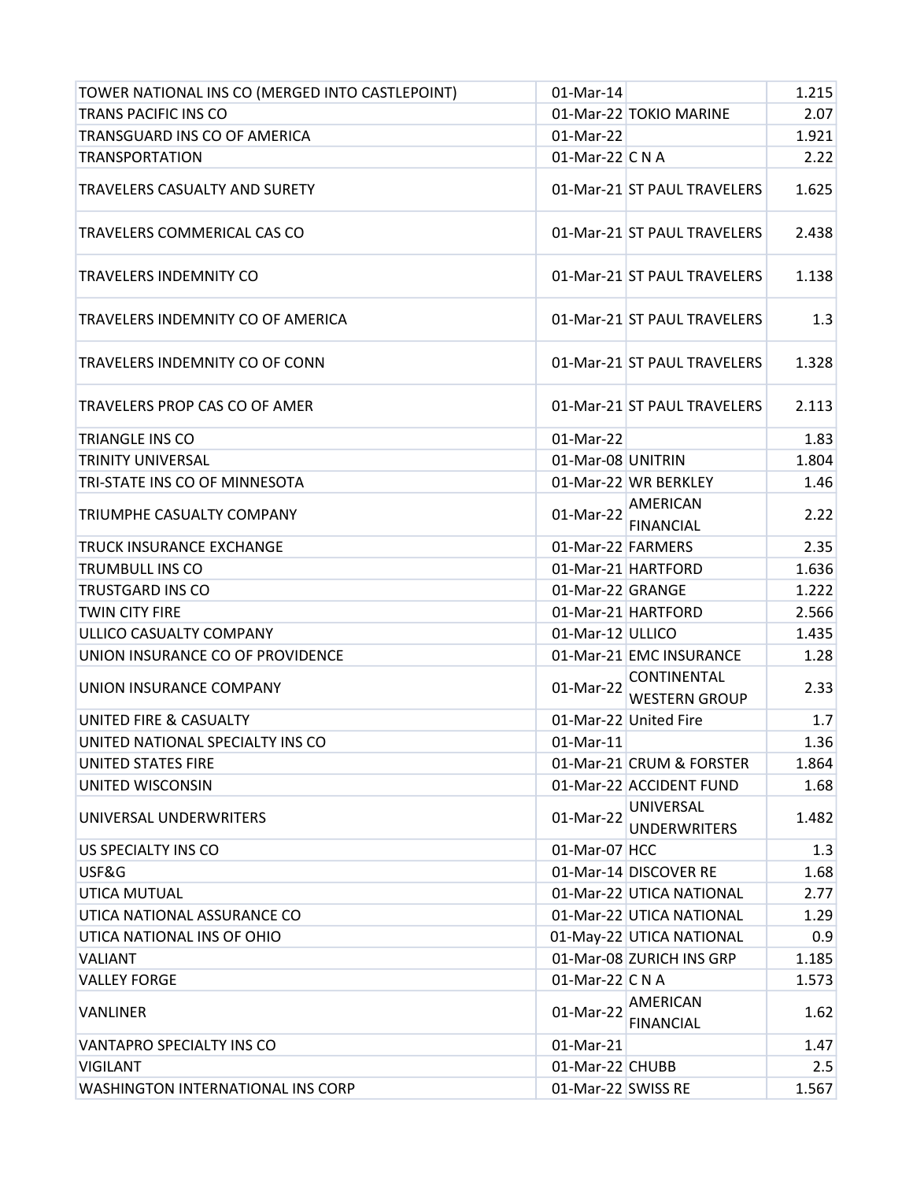| | | | |
|---|---|---|---|
| TOWER NATIONAL INS CO (MERGED INTO CASTLEPOINT) | 01-Mar-14 | | 1.215 |
| TRANS PACIFIC INS CO | 01-Mar-22 | TOKIO MARINE | 2.07 |
| TRANSGUARD INS CO OF AMERICA | 01-Mar-22 | | 1.921 |
| TRANSPORTATION | 01-Mar-22 | C N A | 2.22 |
| TRAVELERS CASUALTY AND SURETY | 01-Mar-21 | ST PAUL TRAVELERS | 1.625 |
| TRAVELERS COMMERICAL CAS CO | 01-Mar-21 | ST PAUL TRAVELERS | 2.438 |
| TRAVELERS INDEMNITY CO | 01-Mar-21 | ST PAUL TRAVELERS | 1.138 |
| TRAVELERS INDEMNITY CO OF AMERICA | 01-Mar-21 | ST PAUL TRAVELERS | 1.3 |
| TRAVELERS INDEMNITY CO OF CONN | 01-Mar-21 | ST PAUL TRAVELERS | 1.328 |
| TRAVELERS PROP CAS CO OF AMER | 01-Mar-21 | ST PAUL TRAVELERS | 2.113 |
| TRIANGLE INS CO | 01-Mar-22 | | 1.83 |
| TRINITY UNIVERSAL | 01-Mar-08 | UNITRIN | 1.804 |
| TRI-STATE INS CO OF MINNESOTA | 01-Mar-22 | WR BERKLEY | 1.46 |
| TRIUMPHE CASUALTY COMPANY | 01-Mar-22 | AMERICAN FINANCIAL | 2.22 |
| TRUCK INSURANCE EXCHANGE | 01-Mar-22 | FARMERS | 2.35 |
| TRUMBULL INS CO | 01-Mar-21 | HARTFORD | 1.636 |
| TRUSTGARD INS CO | 01-Mar-22 | GRANGE | 1.222 |
| TWIN CITY FIRE | 01-Mar-21 | HARTFORD | 2.566 |
| ULLICO CASUALTY COMPANY | 01-Mar-12 | ULLICO | 1.435 |
| UNION INSURANCE CO OF PROVIDENCE | 01-Mar-21 | EMC INSURANCE | 1.28 |
| UNION INSURANCE COMPANY | 01-Mar-22 | CONTINENTAL WESTERN GROUP | 2.33 |
| UNITED FIRE & CASUALTY | 01-Mar-22 | United Fire | 1.7 |
| UNITED NATIONAL SPECIALTY INS CO | 01-Mar-11 | | 1.36 |
| UNITED STATES FIRE | 01-Mar-21 | CRUM & FORSTER | 1.864 |
| UNITED WISCONSIN | 01-Mar-22 | ACCIDENT FUND | 1.68 |
| UNIVERSAL UNDERWRITERS | 01-Mar-22 | UNIVERSAL UNDERWRITERS | 1.482 |
| US SPECIALTY INS CO | 01-Mar-07 | HCC | 1.3 |
| USF&G | 01-Mar-14 | DISCOVER RE | 1.68 |
| UTICA MUTUAL | 01-Mar-22 | UTICA NATIONAL | 2.77 |
| UTICA NATIONAL ASSURANCE CO | 01-Mar-22 | UTICA NATIONAL | 1.29 |
| UTICA NATIONAL INS OF OHIO | 01-May-22 | UTICA NATIONAL | 0.9 |
| VALIANT | 01-Mar-08 | ZURICH INS GRP | 1.185 |
| VALLEY FORGE | 01-Mar-22 | C N A | 1.573 |
| VANLINER | 01-Mar-22 | AMERICAN FINANCIAL | 1.62 |
| VANTAPRO SPECIALTY INS CO | 01-Mar-21 | | 1.47 |
| VIGILANT | 01-Mar-22 | CHUBB | 2.5 |
| WASHINGTON INTERNATIONAL INS CORP | 01-Mar-22 | SWISS RE | 1.567 |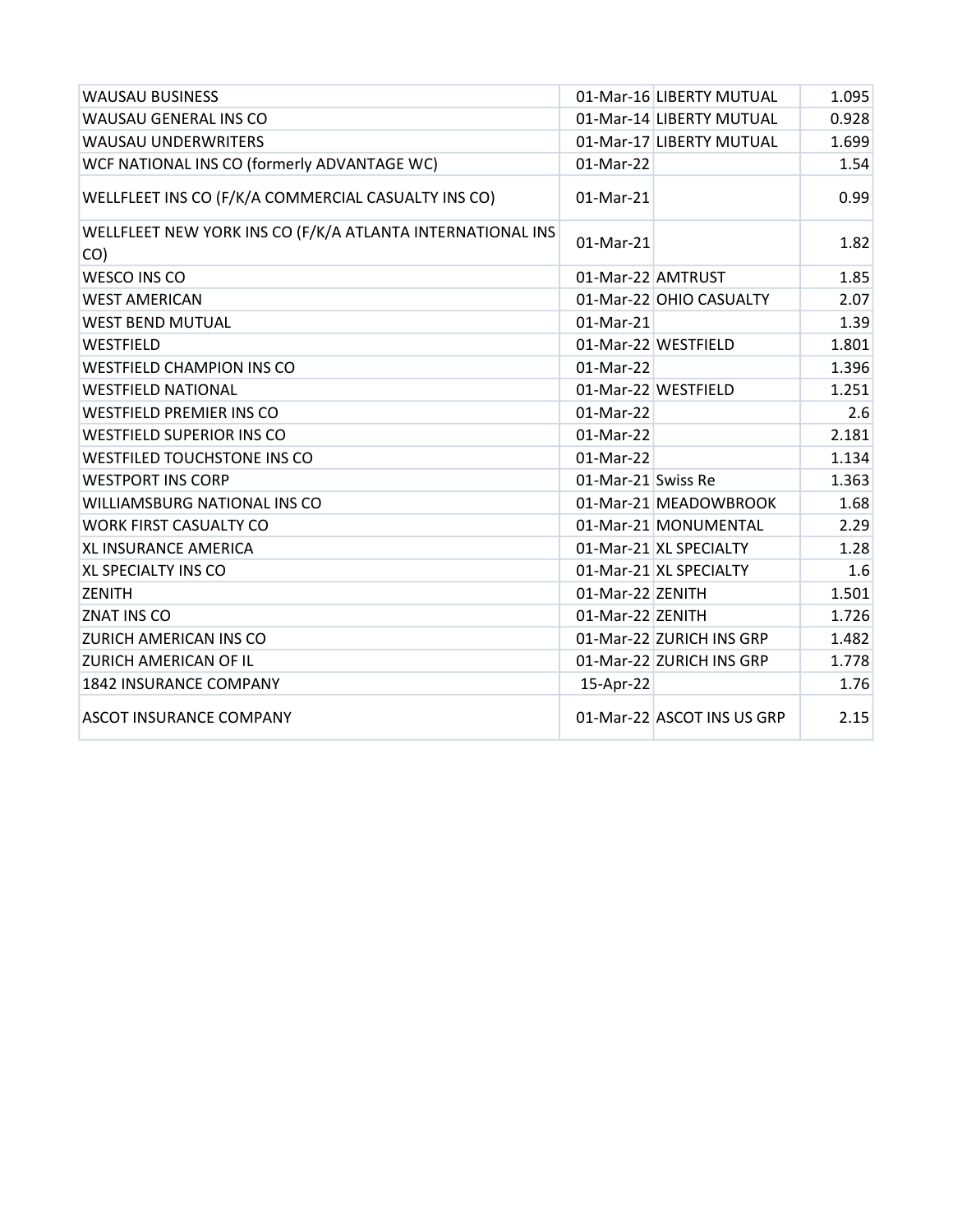| | | | |
|---|---|---|---|
| WAUSAU BUSINESS | 01-Mar-16 | LIBERTY MUTUAL | 1.095 |
| WAUSAU GENERAL INS CO | 01-Mar-14 | LIBERTY MUTUAL | 0.928 |
| WAUSAU UNDERWRITERS | 01-Mar-17 | LIBERTY MUTUAL | 1.699 |
| WCF NATIONAL INS CO (formerly ADVANTAGE WC) | 01-Mar-22 | | 1.54 |
| WELLFLEET INS CO (F/K/A COMMERCIAL CASUALTY INS CO) | 01-Mar-21 | | 0.99 |
| WELLFLEET NEW YORK INS CO (F/K/A ATLANTA INTERNATIONAL INS CO) | 01-Mar-21 | | 1.82 |
| WESCO INS CO | 01-Mar-22 | AMTRUST | 1.85 |
| WEST AMERICAN | 01-Mar-22 | OHIO CASUALTY | 2.07 |
| WEST BEND MUTUAL | 01-Mar-21 | | 1.39 |
| WESTFIELD | 01-Mar-22 | WESTFIELD | 1.801 |
| WESTFIELD CHAMPION INS CO | 01-Mar-22 | | 1.396 |
| WESTFIELD NATIONAL | 01-Mar-22 | WESTFIELD | 1.251 |
| WESTFIELD PREMIER INS CO | 01-Mar-22 | | 2.6 |
| WESTFIELD SUPERIOR INS CO | 01-Mar-22 | | 2.181 |
| WESTFILED TOUCHSTONE INS CO | 01-Mar-22 | | 1.134 |
| WESTPORT INS CORP | 01-Mar-21 | Swiss Re | 1.363 |
| WILLIAMSBURG NATIONAL INS CO | 01-Mar-21 | MEADOWBROOK | 1.68 |
| WORK FIRST CASUALTY CO | 01-Mar-21 | MONUMENTAL | 2.29 |
| XL INSURANCE AMERICA | 01-Mar-21 | XL SPECIALTY | 1.28 |
| XL SPECIALTY INS CO | 01-Mar-21 | XL SPECIALTY | 1.6 |
| ZENITH | 01-Mar-22 | ZENITH | 1.501 |
| ZNAT INS CO | 01-Mar-22 | ZENITH | 1.726 |
| ZURICH AMERICAN INS CO | 01-Mar-22 | ZURICH INS GRP | 1.482 |
| ZURICH AMERICAN OF IL | 01-Mar-22 | ZURICH INS GRP | 1.778 |
| 1842 INSURANCE COMPANY | 15-Apr-22 | | 1.76 |
| ASCOT INSURANCE COMPANY | 01-Mar-22 | ASCOT INS US GRP | 2.15 |